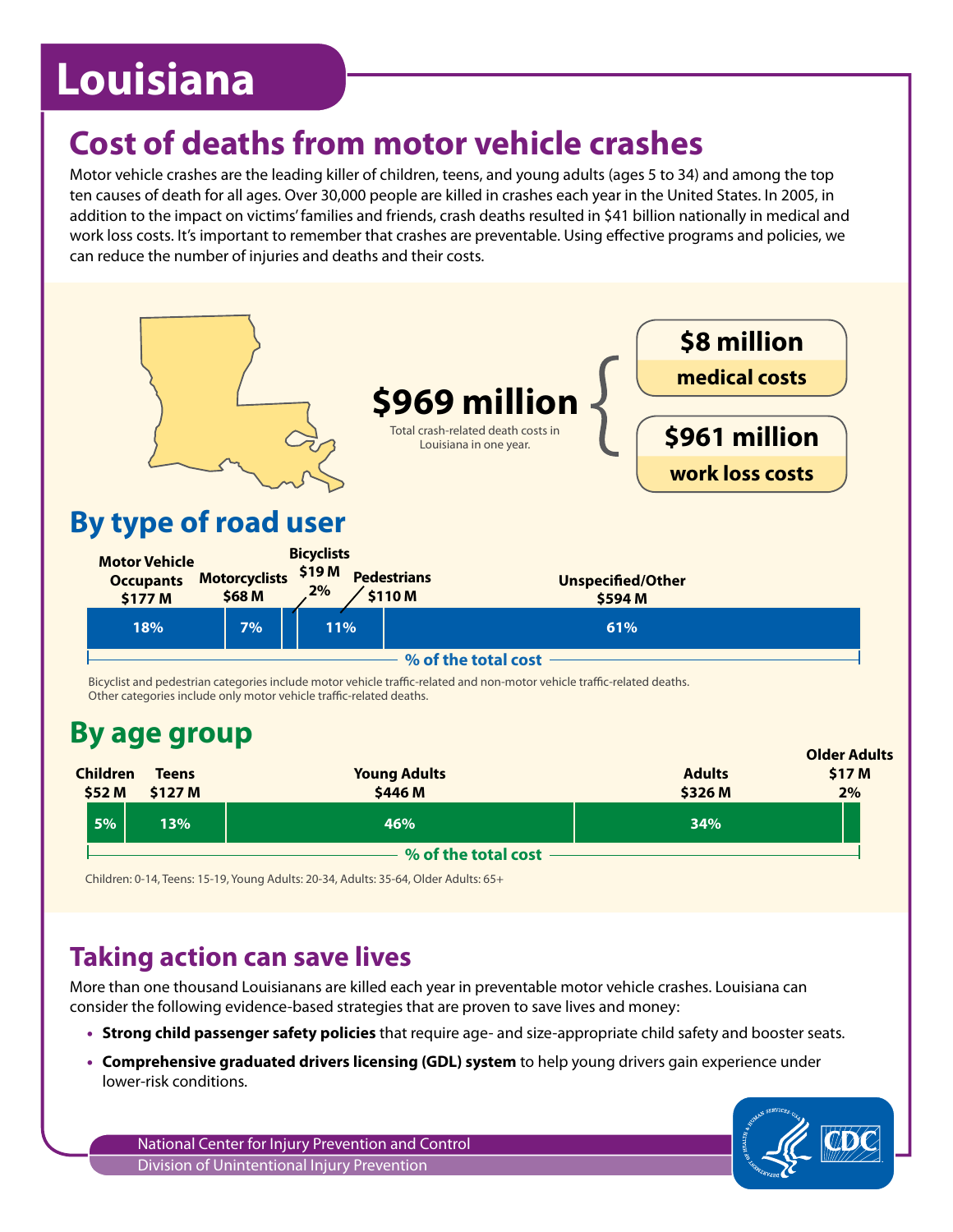# Louisiana

## Cost of deaths from motor vehicle crashes

Motor vehicle crashes are the leading killer of children, teens, and young adults (ages 5 to 34) and among the top ten causes of death for all ages. Over 30,000 people are killed in crashes each year in the United States. In 2005, in addition to the impact on victims' families and friends, crash deaths resulted in $41 billion nationally in medical and work loss costs. It's important to remember that crashes are preventable. Using effective programs and policies, we can reduce the number of injuries and deaths and their costs.

**$969 million**

Total crash-related death costs in Louisiana in one year.

- **$8 million** medical costs
- **$961 million** work loss costs

## By type of road user

| Motor Vehicle Occupants | Motorcyclists | Bicyclists | Pedestrians | Unspecified/Other |
|---|---|---|---|---|
| $177 M | $68 M | $19 M | $110 M | $594 M |
| 18% | 7% | 2% | 11% | 61% |

**% of the total cost**

Bicyclist and pedestrian categories include motor vehicle traffic-related and non-motor vehicle traffic-related deaths. Other categories include only motor vehicle traffic-related deaths.

## By age group

| Children | Teens | Young Adults | Adults | Older Adults |
|---|---|---|---|---|
| $52 M | $127 M | $446 M | $326 M | $17 M |
| 5% | 13% | 46% | 34% | 2% |

**% of the total cost**

Children: 0-14, Teens: 15-19, Young Adults: 20-34, Adults: 35-64, Older Adults: 65+

## Taking action can save lives

More than one thousand Louisianans are killed each year in preventable motor vehicle crashes. Louisiana can consider the following evidence-based strategies that are proven to save lives and money:

- **Strong child passenger safety policies** that require age- and size-appropriate child safety and booster seats.
- **Comprehensive graduated drivers licensing (GDL) system** to help young drivers gain experience under lower-risk conditions.

National Center for Injury Prevention and Control
Division of Unintentional Injury Prevention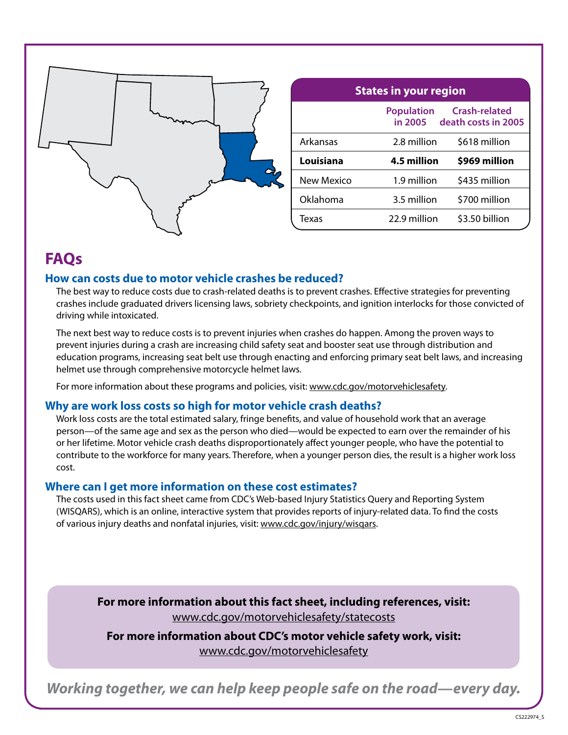| States in your region | Population in 2005 | Crash-related death costs in 2005 |
|---|---|---|
| Arkansas | 2.8 million | $618 million |
| **Louisiana** | **4.5 million** | **$969 million** |
| New Mexico | 1.9 million | $435 million |
| Oklahoma | 3.5 million | $700 million |
| Texas | 22.9 million | $3.50 billion |

## FAQs

### How can costs due to motor vehicle crashes be reduced?

The best way to reduce costs due to crash-related deaths is to prevent crashes. Effective strategies for preventing crashes include graduated drivers licensing laws, sobriety checkpoints, and ignition interlocks for those convicted of driving while intoxicated.

The next best way to reduce costs is to prevent injuries when crashes do happen. Among the proven ways to prevent injuries during a crash are increasing child safety seat and booster seat use through distribution and education programs, increasing seat belt use through enacting and enforcing primary seat belt laws, and increasing helmet use through comprehensive motorcycle helmet laws.

For more information about these programs and policies, visit: www.cdc.gov/motorvehiclesafety.

### Why are work loss costs so high for motor vehicle crash deaths?

Work loss costs are the total estimated salary, fringe benefits, and value of household work that an average person—of the same age and sex as the person who died—would be expected to earn over the remainder of his or her lifetime. Motor vehicle crash deaths disproportionately affect younger people, who have the potential to contribute to the workforce for many years. Therefore, when a younger person dies, the result is a higher work loss cost.

### Where can I get more information on these cost estimates?

The costs used in this fact sheet came from CDC's Web-based Injury Statistics Query and Reporting System (WISQARS), which is an online, interactive system that provides reports of injury-related data. To find the costs of various injury deaths and nonfatal injuries, visit: www.cdc.gov/injury/wisqars.

**For more information about this fact sheet, including references, visit:**
www.cdc.gov/motorvehiclesafety/statecosts

**For more information about CDC's motor vehicle safety work, visit:**
www.cdc.gov/motorvehiclesafety

***Working together, we can help keep people safe on the road—every day.***

CS222974_S